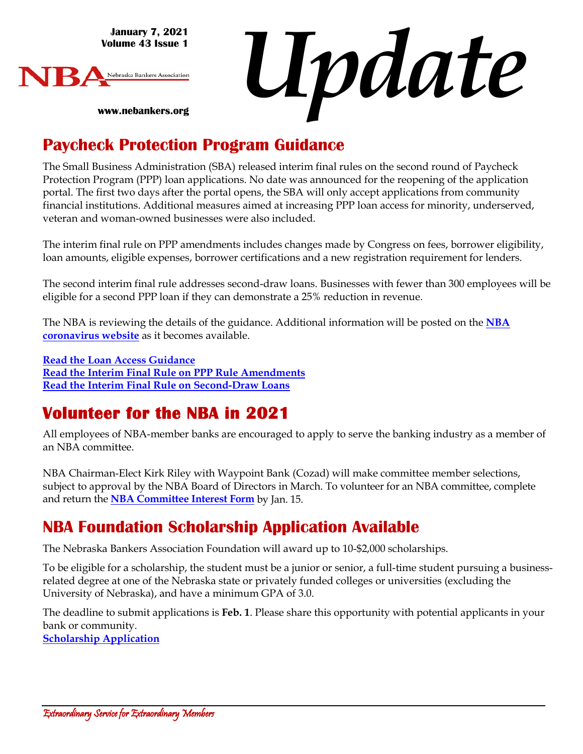January 7, 2021
Volume 43 Issue 1

NBA Nebraska Bankers Association

www.nebankers.org

# *Update*

## Paycheck Protection Program Guidance

The Small Business Administration (SBA) released interim final rules on the second round of Paycheck Protection Program (PPP) loan applications. No date was announced for the reopening of the application portal. The first two days after the portal opens, the SBA will only accept applications from community financial institutions. Additional measures aimed at increasing PPP loan access for minority, underserved, veteran and woman-owned businesses were also included.

The interim final rule on PPP amendments includes changes made by Congress on fees, borrower eligibility, loan amounts, eligible expenses, borrower certifications and a new registration requirement for lenders.

The second interim final rule addresses second-draw loans. Businesses with fewer than 300 employees will be eligible for a second PPP loan if they can demonstrate a 25% reduction in revenue.

The NBA is reviewing the details of the guidance. Additional information will be posted on the **NBA coronavirus website** as it becomes available.

**Read the Loan Access Guidance**
**Read the Interim Final Rule on PPP Rule Amendments**
**Read the Interim Final Rule on Second-Draw Loans**

## Volunteer for the NBA in 2021

All employees of NBA-member banks are encouraged to apply to serve the banking industry as a member of an NBA committee.

NBA Chairman-Elect Kirk Riley with Waypoint Bank (Cozad) will make committee member selections, subject to approval by the NBA Board of Directors in March. To volunteer for an NBA committee, complete and return the **NBA Committee Interest Form** by Jan. 15.

## NBA Foundation Scholarship Application Available

The Nebraska Bankers Association Foundation will award up to 10-$2,000 scholarships.

To be eligible for a scholarship, the student must be a junior or senior, a full-time student pursuing a business-related degree at one of the Nebraska state or privately funded colleges or universities (excluding the University of Nebraska), and have a minimum GPA of 3.0.

The deadline to submit applications is **Feb. 1**. Please share this opportunity with potential applicants in your bank or community.
**Scholarship Application**

*Extraordinary Service for Extraordinary Members*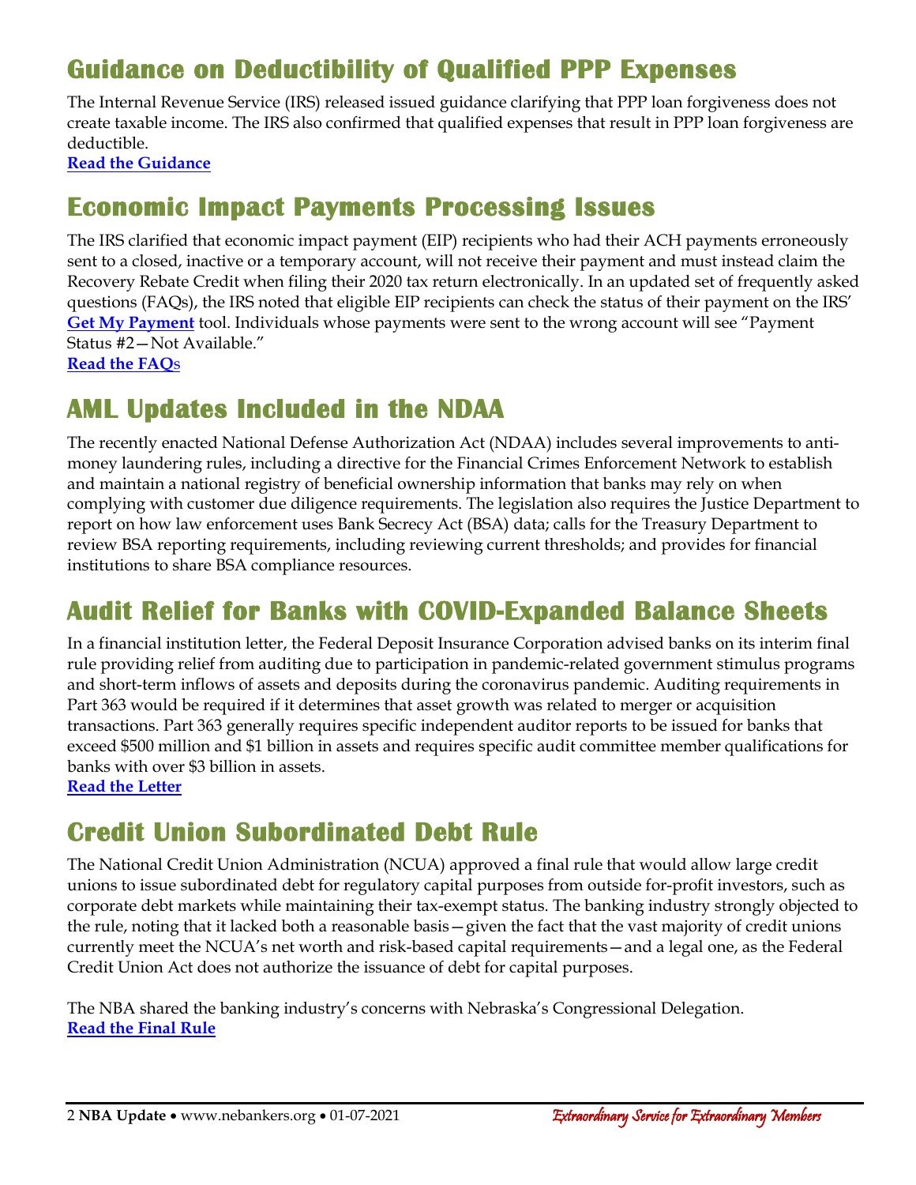## Guidance on Deductibility of Qualified PPP Expenses

The Internal Revenue Service (IRS) released issued guidance clarifying that PPP loan forgiveness does not create taxable income. The IRS also confirmed that qualified expenses that result in PPP loan forgiveness are deductible.

**Read the Guidance**

## Economic Impact Payments Processing Issues

The IRS clarified that economic impact payment (EIP) recipients who had their ACH payments erroneously sent to a closed, inactive or a temporary account, will not receive their payment and must instead claim the Recovery Rebate Credit when filing their 2020 tax return electronically. In an updated set of frequently asked questions (FAQs), the IRS noted that eligible EIP recipients can check the status of their payment on the IRS' **Get My Payment** tool. Individuals whose payments were sent to the wrong account will see "Payment Status #2—Not Available."

**Read the FAQs**

## AML Updates Included in the NDAA

The recently enacted National Defense Authorization Act (NDAA) includes several improvements to anti-money laundering rules, including a directive for the Financial Crimes Enforcement Network to establish and maintain a national registry of beneficial ownership information that banks may rely on when complying with customer due diligence requirements. The legislation also requires the Justice Department to report on how law enforcement uses Bank Secrecy Act (BSA) data; calls for the Treasury Department to review BSA reporting requirements, including reviewing current thresholds; and provides for financial institutions to share BSA compliance resources.

## Audit Relief for Banks with COVID-Expanded Balance Sheets

In a financial institution letter, the Federal Deposit Insurance Corporation advised banks on its interim final rule providing relief from auditing due to participation in pandemic-related government stimulus programs and short-term inflows of assets and deposits during the coronavirus pandemic. Auditing requirements in Part 363 would be required if it determines that asset growth was related to merger or acquisition transactions. Part 363 generally requires specific independent auditor reports to be issued for banks that exceed $500 million and $1 billion in assets and requires specific audit committee member qualifications for banks with over $3 billion in assets.

**Read the Letter**

## Credit Union Subordinated Debt Rule

The National Credit Union Administration (NCUA) approved a final rule that would allow large credit unions to issue subordinated debt for regulatory capital purposes from outside for-profit investors, such as corporate debt markets while maintaining their tax-exempt status. The banking industry strongly objected to the rule, noting that it lacked both a reasonable basis—given the fact that the vast majority of credit unions currently meet the NCUA's net worth and risk-based capital requirements—and a legal one, as the Federal Credit Union Act does not authorize the issuance of debt for capital purposes.

The NBA shared the banking industry's concerns with Nebraska's Congressional Delegation.

**Read the Final Rule**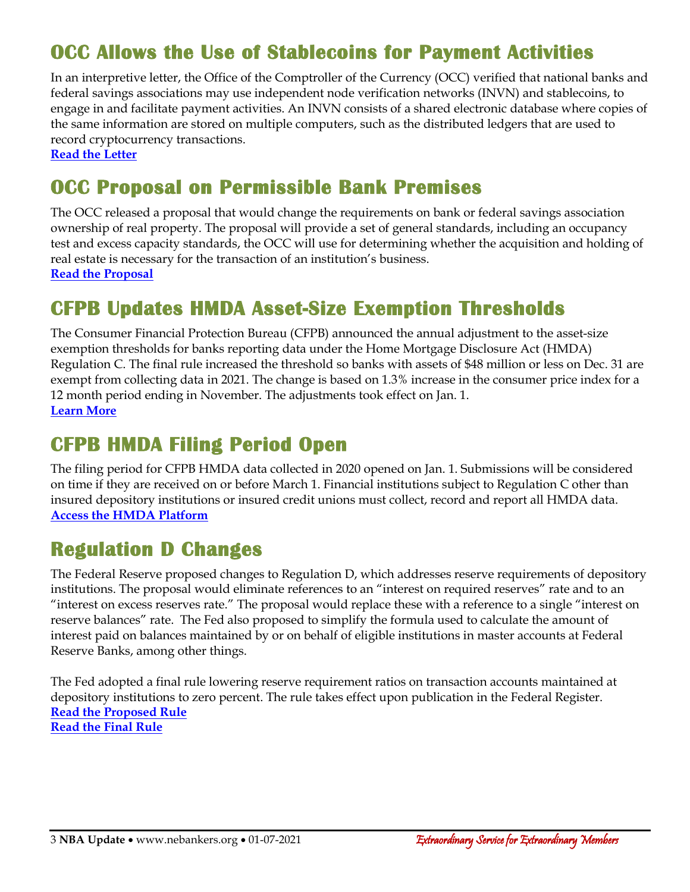## OCC Allows the Use of Stablecoins for Payment Activities

In an interpretive letter, the Office of the Comptroller of the Currency (OCC) verified that national banks and federal savings associations may use independent node verification networks (INVN) and stablecoins, to engage in and facilitate payment activities. An INVN consists of a shared electronic database where copies of the same information are stored on multiple computers, such as the distributed ledgers that are used to record cryptocurrency transactions.
**Read the Letter**

## OCC Proposal on Permissible Bank Premises

The OCC released a proposal that would change the requirements on bank or federal savings association ownership of real property. The proposal will provide a set of general standards, including an occupancy test and excess capacity standards, the OCC will use for determining whether the acquisition and holding of real estate is necessary for the transaction of an institution's business.
**Read the Proposal**

## CFPB Updates HMDA Asset-Size Exemption Thresholds

The Consumer Financial Protection Bureau (CFPB) announced the annual adjustment to the asset-size exemption thresholds for banks reporting data under the Home Mortgage Disclosure Act (HMDA) Regulation C. The final rule increased the threshold so banks with assets of $48 million or less on Dec. 31 are exempt from collecting data in 2021. The change is based on 1.3% increase in the consumer price index for a 12 month period ending in November. The adjustments took effect on Jan. 1.
**Learn More**

## CFPB HMDA Filing Period Open

The filing period for CFPB HMDA data collected in 2020 opened on Jan. 1. Submissions will be considered on time if they are received on or before March 1. Financial institutions subject to Regulation C other than insured depository institutions or insured credit unions must collect, record and report all HMDA data.
**Access the HMDA Platform**

## Regulation D Changes

The Federal Reserve proposed changes to Regulation D, which addresses reserve requirements of depository institutions. The proposal would eliminate references to an "interest on required reserves" rate and to an "interest on excess reserves rate." The proposal would replace these with a reference to a single "interest on reserve balances" rate. The Fed also proposed to simplify the formula used to calculate the amount of interest paid on balances maintained by or on behalf of eligible institutions in master accounts at Federal Reserve Banks, among other things.

The Fed adopted a final rule lowering reserve requirement ratios on transaction accounts maintained at depository institutions to zero percent. The rule takes effect upon publication in the Federal Register.
**Read the Proposed Rule**
**Read the Final Rule**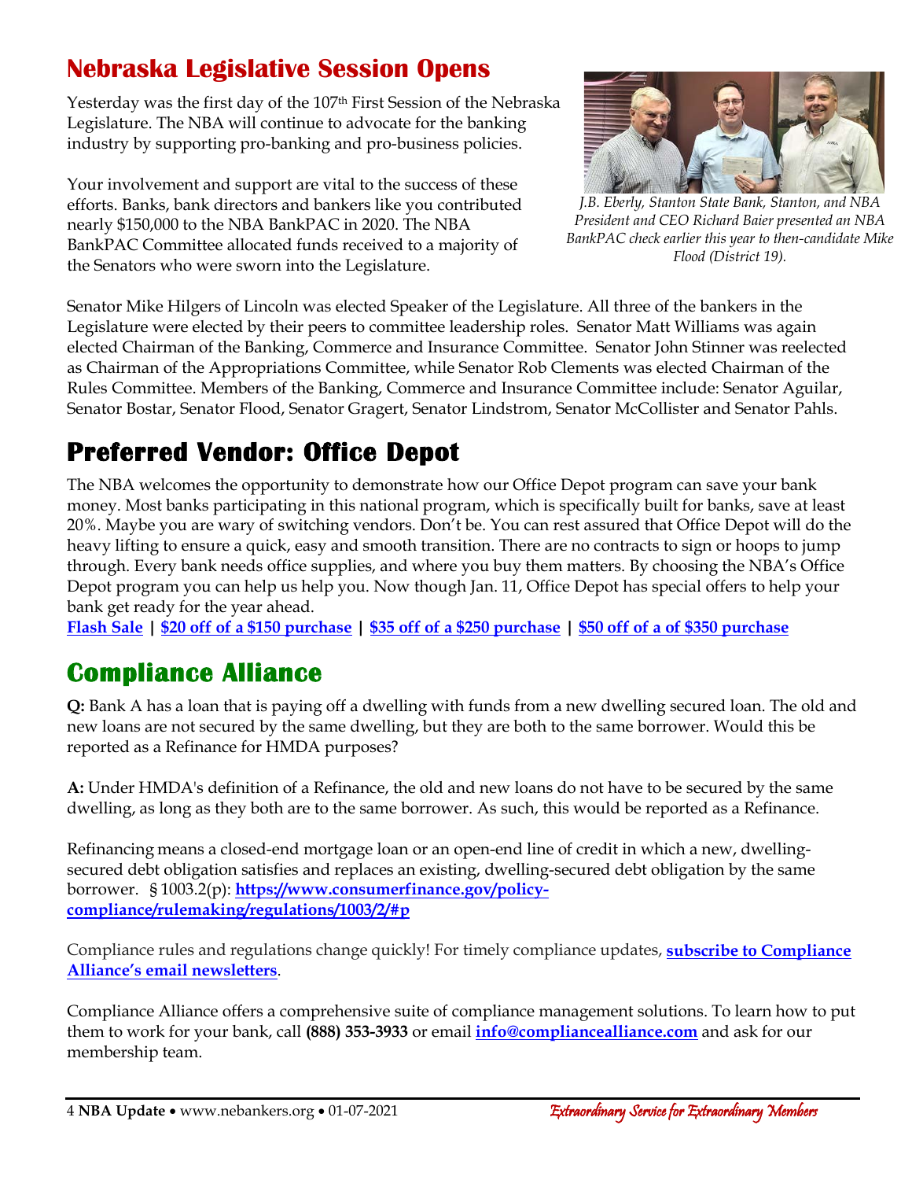## Nebraska Legislative Session Opens

Yesterday was the first day of the 107th First Session of the Nebraska Legislature. The NBA will continue to advocate for the banking industry by supporting pro-banking and pro-business policies.

Your involvement and support are vital to the success of these efforts. Banks, bank directors and bankers like you contributed nearly $150,000 to the NBA BankPAC in 2020. The NBA BankPAC Committee allocated funds received to a majority of the Senators who were sworn into the Legislature.

*J.B. Eberly, Stanton State Bank, Stanton, and NBA President and CEO Richard Baier presented an NBA BankPAC check earlier this year to then-candidate Mike Flood (District 19).*

Senator Mike Hilgers of Lincoln was elected Speaker of the Legislature. All three of the bankers in the Legislature were elected by their peers to committee leadership roles. Senator Matt Williams was again elected Chairman of the Banking, Commerce and Insurance Committee. Senator John Stinner was reelected as Chairman of the Appropriations Committee, while Senator Rob Clements was elected Chairman of the Rules Committee. Members of the Banking, Commerce and Insurance Committee include: Senator Aguilar, Senator Bostar, Senator Flood, Senator Gragert, Senator Lindstrom, Senator McCollister and Senator Pahls.

## Preferred Vendor: Office Depot

The NBA welcomes the opportunity to demonstrate how our Office Depot program can save your bank money. Most banks participating in this national program, which is specifically built for banks, save at least 20%. Maybe you are wary of switching vendors. Don't be. You can rest assured that Office Depot will do the heavy lifting to ensure a quick, easy and smooth transition. There are no contracts to sign or hoops to jump through. Every bank needs office supplies, and where you buy them matters. By choosing the NBA's Office Depot program you can help us help you. Now though Jan. 11, Office Depot has special offers to help your bank get ready for the year ahead.

**Flash Sale | $20 off of a $150 purchase | $35 off of a $250 purchase | $50 off of a of $350 purchase**

## Compliance Alliance

**Q:** Bank A has a loan that is paying off a dwelling with funds from a new dwelling secured loan. The old and new loans are not secured by the same dwelling, but they are both to the same borrower. Would this be reported as a Refinance for HMDA purposes?

**A:** Under HMDA's definition of a Refinance, the old and new loans do not have to be secured by the same dwelling, as long as they both are to the same borrower. As such, this would be reported as a Refinance.

Refinancing means a closed-end mortgage loan or an open-end line of credit in which a new, dwelling-secured debt obligation satisfies and replaces an existing, dwelling-secured debt obligation by the same borrower. § 1003.2(p): **https://www.consumerfinance.gov/policy-compliance/rulemaking/regulations/1003/2/#p**

Compliance rules and regulations change quickly! For timely compliance updates, **subscribe to Compliance Alliance's email newsletters**.

Compliance Alliance offers a comprehensive suite of compliance management solutions. To learn how to put them to work for your bank, call **(888) 353-3933** or email **info@compliancealliance.com** and ask for our membership team.